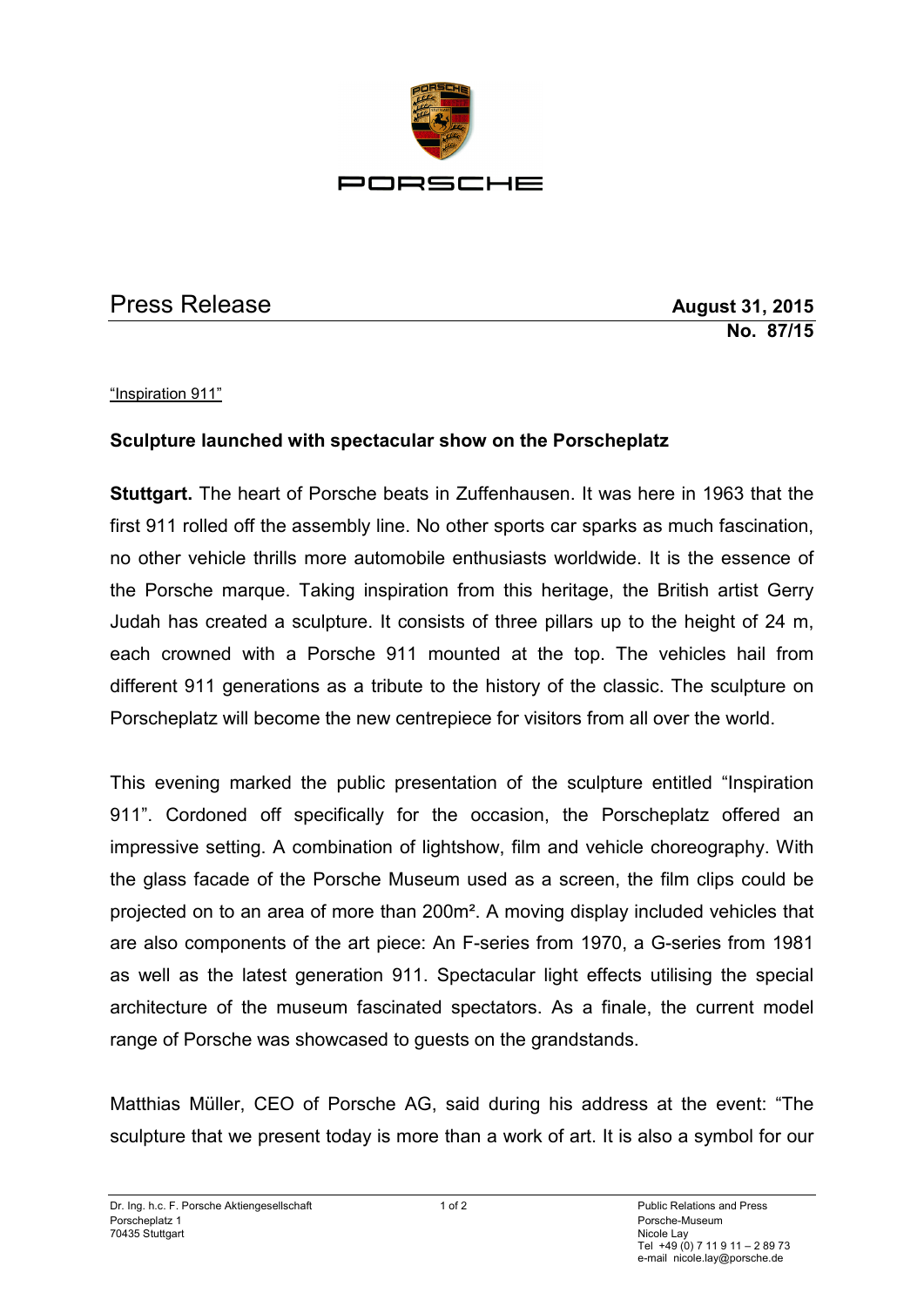PORSCHE

# Press Release

**August 31, 2015**
**No. 87/15**

"Inspiration 911"

## Sculpture launched with spectacular show on the Porscheplatz

**Stuttgart.** The heart of Porsche beats in Zuffenhausen. It was here in 1963 that the first 911 rolled off the assembly line. No other sports car sparks as much fascination, no other vehicle thrills more automobile enthusiasts worldwide. It is the essence of the Porsche marque. Taking inspiration from this heritage, the British artist Gerry Judah has created a sculpture. It consists of three pillars up to the height of 24 m, each crowned with a Porsche 911 mounted at the top. The vehicles hail from different 911 generations as a tribute to the history of the classic. The sculpture on Porscheplatz will become the new centrepiece for visitors from all over the world.

This evening marked the public presentation of the sculpture entitled "Inspiration 911". Cordoned off specifically for the occasion, the Porscheplatz offered an impressive setting. A combination of lightshow, film and vehicle choreography. With the glass facade of the Porsche Museum used as a screen, the film clips could be projected on to an area of more than 200m². A moving display included vehicles that are also components of the art piece: An F-series from 1970, a G-series from 1981 as well as the latest generation 911. Spectacular light effects utilising the special architecture of the museum fascinated spectators. As a finale, the current model range of Porsche was showcased to guests on the grandstands.

Matthias Müller, CEO of Porsche AG, said during his address at the event: "The sculpture that we present today is more than a work of art. It is also a symbol for our

Dr. Ing. h.c. F. Porsche Aktiengesellschaft
Porscheplatz 1
70435 Stuttgart

Public Relations and Press
Porsche-Museum
Nicole Lay
Tel +49 (0) 7 11 9 11 – 2 89 73
e-mail nicole.lay@porsche.de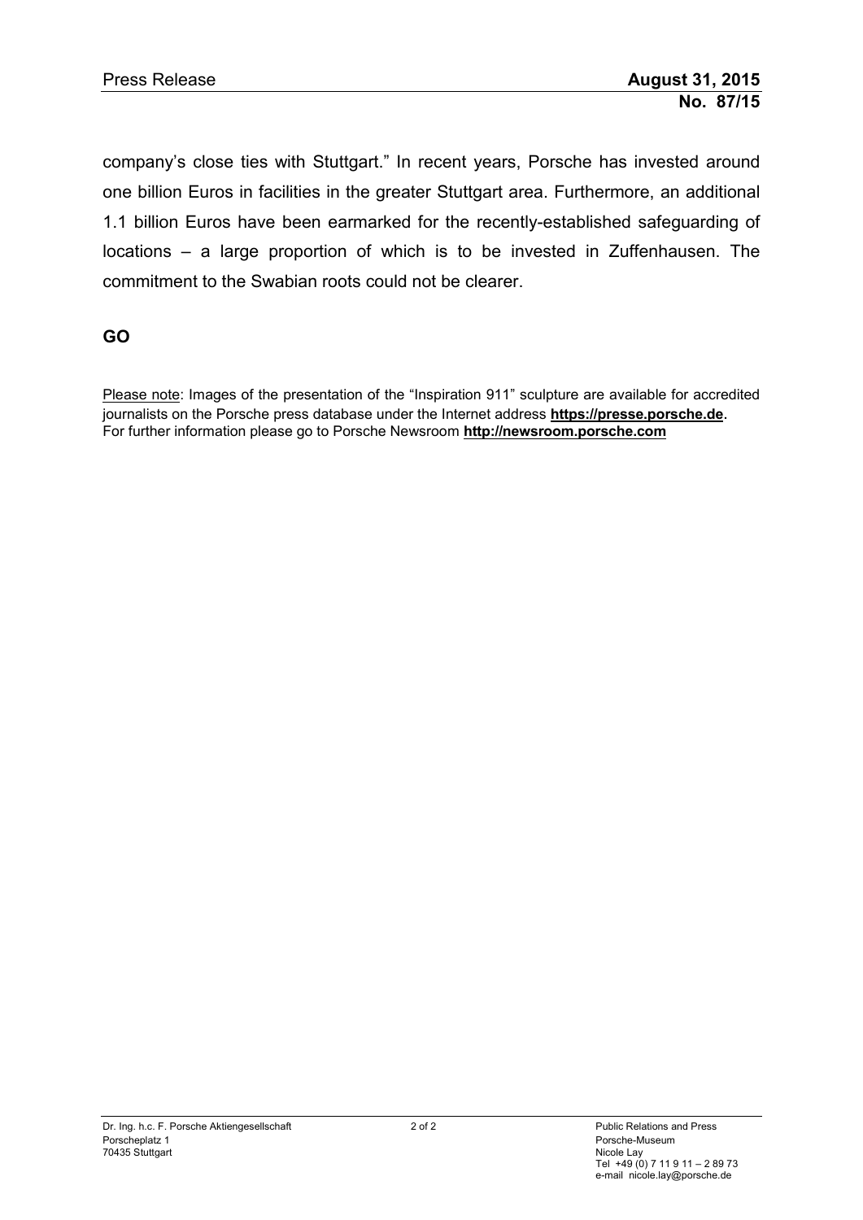company's close ties with Stuttgart." In recent years, Porsche has invested around one billion Euros in facilities in the greater Stuttgart area. Furthermore, an additional 1.1 billion Euros have been earmarked for the recently-established safeguarding of locations – a large proportion of which is to be invested in Zuffenhausen. The commitment to the Swabian roots could not be clearer.

**GO**

Please note: Images of the presentation of the "Inspiration 911" sculpture are available for accredited journalists on the Porsche press database under the Internet address **https://presse.porsche.de**.
For further information please go to Porsche Newsroom **http://newsroom.porsche.com**